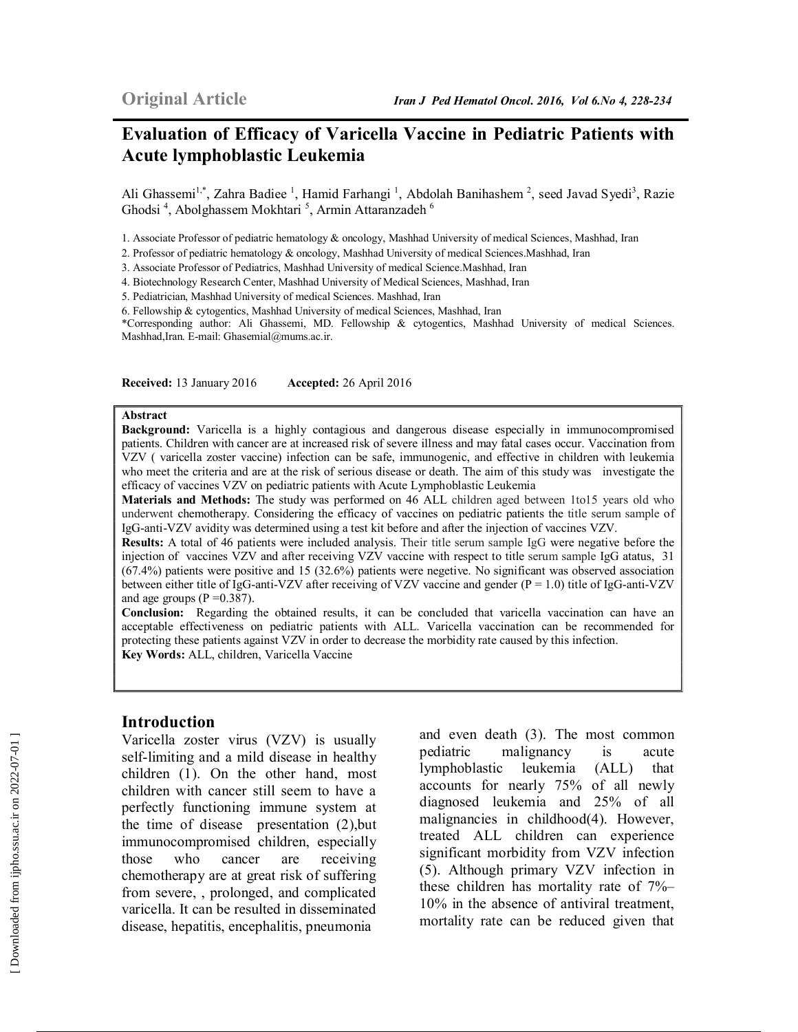Original Article

# Evaluation of Efficacy of Varicella Vaccine in Pediatric Patients with Acute lymphoblastic Leukemia

Ali Ghassemi[1,*], Zahra Badiee [1], Hamid Farhangi [1], Abdolah Banihashem [2], seed Javad Syedi[3], Razie Ghodsi [4], Abolghassem Mokhtari [5], Armin Attaranzadeh [6]

1. Associate Professor of pediatric hematology & oncology, Mashhad University of medical Sciences, Mashhad, Iran
2. Professor of pediatric hematology & oncology, Mashhad University of medical Sciences.Mashhad, Iran
3. Associate Professor of Pediatrics, Mashhad University of medical Science.Mashhad, Iran
4. Biotechnology Research Center, Mashhad University of Medical Sciences, Mashhad, Iran
5. Pediatrician, Mashhad University of medical Sciences. Mashhad, Iran
6. Fellowship & cytogentics, Mashhad University of medical Sciences, Mashhad, Iran

*Corresponding author: Ali Ghassemi, MD. Fellowship & cytogentics, Mashhad University of medical Sciences. Mashhad,Iran. E-mail: Ghasemial@mums.ac.ir.

**Received:** 13 January 2016 **Accepted:** 26 April 2016

**Abstract**

**Background:** Varicella is a highly contagious and dangerous disease especially in immunocompromised patients. Children with cancer are at increased risk of severe illness and may fatal cases occur. Vaccination from VZV ( varicella zoster vaccine) infection can be safe, immunogenic, and effective in children with leukemia who meet the criteria and are at the risk of serious disease or death. The aim of this study was investigate the efficacy of vaccines VZV on pediatric patients with Acute Lymphoblastic Leukemia

**Materials and Methods:** The study was performed on 46 ALL children aged between 1to15 years old who underwent chemotherapy. Considering the efficacy of vaccines on pediatric patients the title serum sample of IgG-anti-VZV avidity was determined using a test kit before and after the injection of vaccines VZV.

**Results:** A total of 46 patients were included analysis. Their title serum sample IgG were negative before the injection of vaccines VZV and after receiving VZV vaccine with respect to title serum sample IgG atatus, 31 (67.4%) patients were positive and 15 (32.6%) patients were negetive. No significant was observed association between either title of IgG-anti-VZV after receiving of VZV vaccine and gender (P = 1.0) title of IgG-anti-VZV and age groups (P =0.387).

**Conclusion:** Regarding the obtained results, it can be concluded that varicella vaccination can have an acceptable effectiveness on pediatric patients with ALL. Varicella vaccination can be recommended for protecting these patients against VZV in order to decrease the morbidity rate caused by this infection.

**Key Words:** ALL, children, Varicella Vaccine

## Introduction

Varicella zoster virus (VZV) is usually self-limiting and a mild disease in healthy children (1). On the other hand, most children with cancer still seem to have a perfectly functioning immune system at the time of disease presentation (2),but immunocompromised children, especially those who cancer are receiving chemotherapy are at great risk of suffering from severe, , prolonged, and complicated varicella. It can be resulted in disseminated disease, hepatitis, encephalitis, pneumonia and even death (3). The most common pediatric malignancy is acute lymphoblastic leukemia (ALL) that accounts for nearly 75% of all newly diagnosed leukemia and 25% of all malignancies in childhood(4). However, treated ALL children can experience significant morbidity from VZV infection (5). Although primary VZV infection in these children has mortality rate of 7%–10% in the absence of antiviral treatment, mortality rate can be reduced given that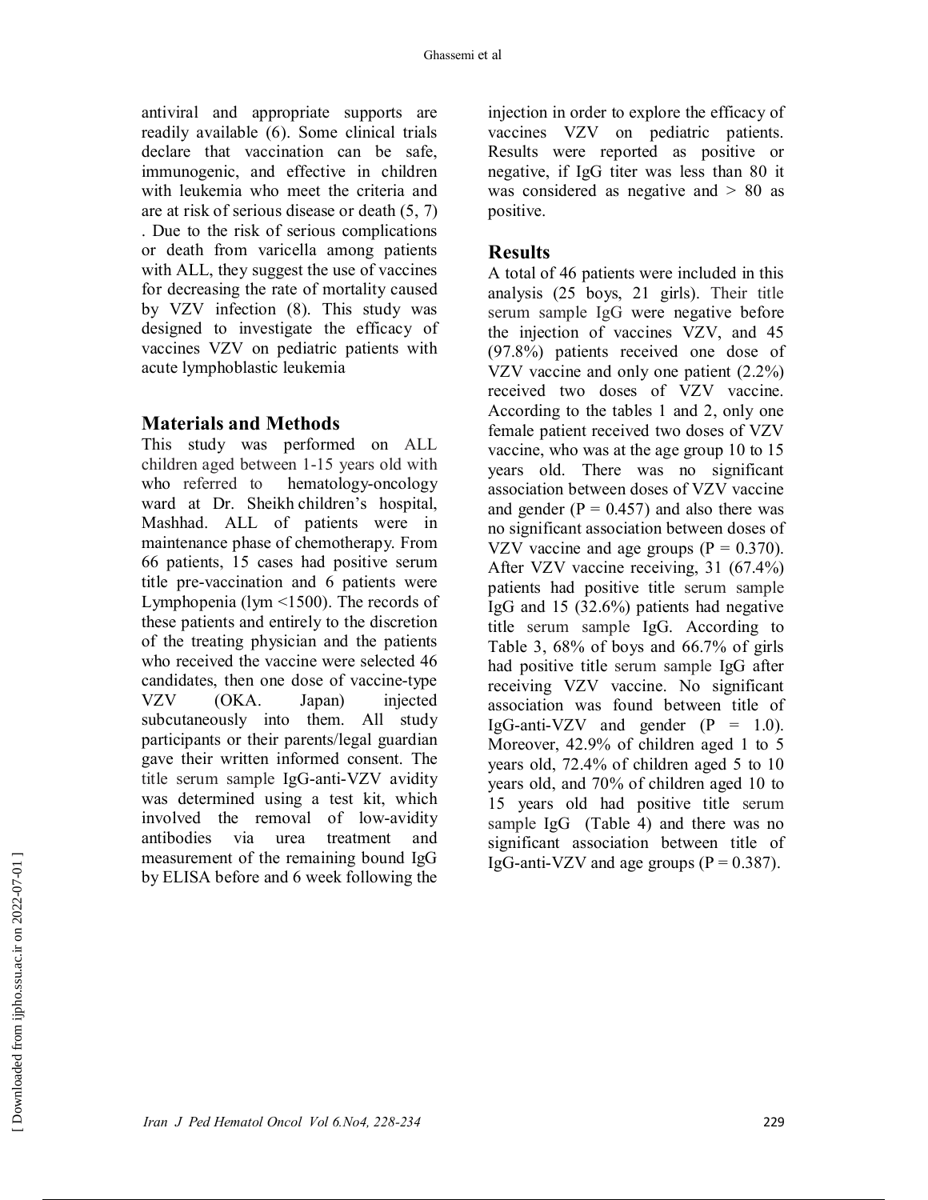antiviral and appropriate supports are readily available (6). Some clinical trials declare that vaccination can be safe, immunogenic, and effective in children with leukemia who meet the criteria and are at risk of serious disease or death (5, 7) . Due to the risk of serious complications or death from varicella among patients with ALL, they suggest the use of vaccines for decreasing the rate of mortality caused by VZV infection (8). This study was designed to investigate the efficacy of vaccines VZV on pediatric patients with acute lymphoblastic leukemia

## Materials and Methods

This study was performed on ALL children aged between 1-15 years old with who referred to hematology-oncology ward at Dr. Sheikh children's hospital, Mashhad. ALL of patients were in maintenance phase of chemotherapy. From 66 patients, 15 cases had positive serum title pre-vaccination and 6 patients were Lymphopenia (lym <1500). The records of these patients and entirely to the discretion of the treating physician and the patients who received the vaccine were selected 46 candidates, then one dose of vaccine-type VZV (OKA. Japan) injected subcutaneously into them. All study participants or their parents/legal guardian gave their written informed consent. The title serum sample IgG-anti-VZV avidity was determined using a test kit, which involved the removal of low-avidity antibodies via urea treatment and measurement of the remaining bound IgG by ELISA before and 6 week following the injection in order to explore the efficacy of vaccines VZV on pediatric patients. Results were reported as positive or negative, if IgG titer was less than 80 it was considered as negative and > 80 as positive.

## Results

A total of 46 patients were included in this analysis (25 boys, 21 girls). Their title serum sample IgG were negative before the injection of vaccines VZV, and 45 (97.8%) patients received one dose of VZV vaccine and only one patient (2.2%) received two doses of VZV vaccine. According to the tables 1 and 2, only one female patient received two doses of VZV vaccine, who was at the age group 10 to 15 years old. There was no significant association between doses of VZV vaccine and gender (P = 0.457) and also there was no significant association between doses of VZV vaccine and age groups (P = 0.370). After VZV vaccine receiving, 31 (67.4%) patients had positive title serum sample IgG and 15 (32.6%) patients had negative title serum sample IgG. According to Table 3, 68% of boys and 66.7% of girls had positive title serum sample IgG after receiving VZV vaccine. No significant association was found between title of IgG-anti-VZV and gender (P = 1.0). Moreover, 42.9% of children aged 1 to 5 years old, 72.4% of children aged 5 to 10 years old, and 70% of children aged 10 to 15 years old had positive title serum sample IgG (Table 4) and there was no significant association between title of IgG-anti-VZV and age groups (P = 0.387).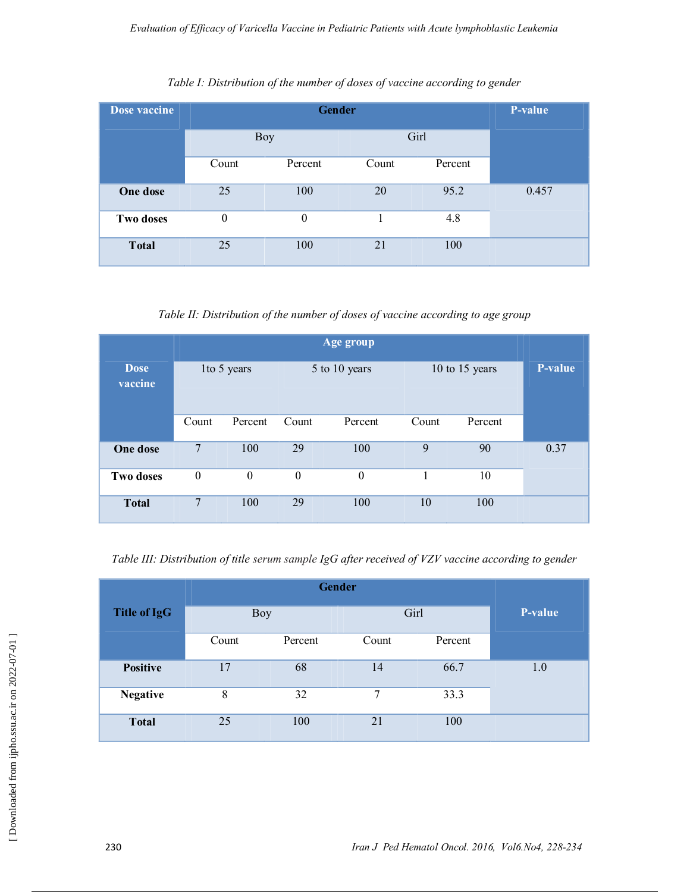*Table I: Distribution of the number of doses of vaccine according to gender*

| Dose vaccine | Gender | | | | P-value |
|---|---|---|---|---|---|
| | Boy | | Girl | | |
| | Count | Percent | Count | Percent | |
| **One dose** | 25 | 100 | 20 | 95.2 | 0.457 |
| **Two doses** | 0 | 0 | 1 | 4.8 | |
| **Total** | 25 | 100 | 21 | 100 | |

*Table II: Distribution of the number of doses of vaccine according to age group*

| Dose vaccine | Age group | | | | | | P-value |
|---|---|---|---|---|---|---|---|
| | 1to 5 years | | 5 to 10 years | | 10 to 15 years | | |
| | Count | Percent | Count | Percent | Count | Percent | |
| **One dose** | 7 | 100 | 29 | 100 | 9 | 90 | 0.37 |
| **Two doses** | 0 | 0 | 0 | 0 | 1 | 10 | |
| **Total** | 7 | 100 | 29 | 100 | 10 | 100 | |

*Table III: Distribution of title serum sample IgG after received of VZV vaccine according to gender*

| Title of IgG | Gender | | | | P-value |
|---|---|---|---|---|---|
| | Boy | | Girl | | |
| | Count | Percent | Count | Percent | |
| **Positive** | 17 | 68 | 14 | 66.7 | 1.0 |
| **Negative** | 8 | 32 | 7 | 33.3 | |
| **Total** | 25 | 100 | 21 | 100 | |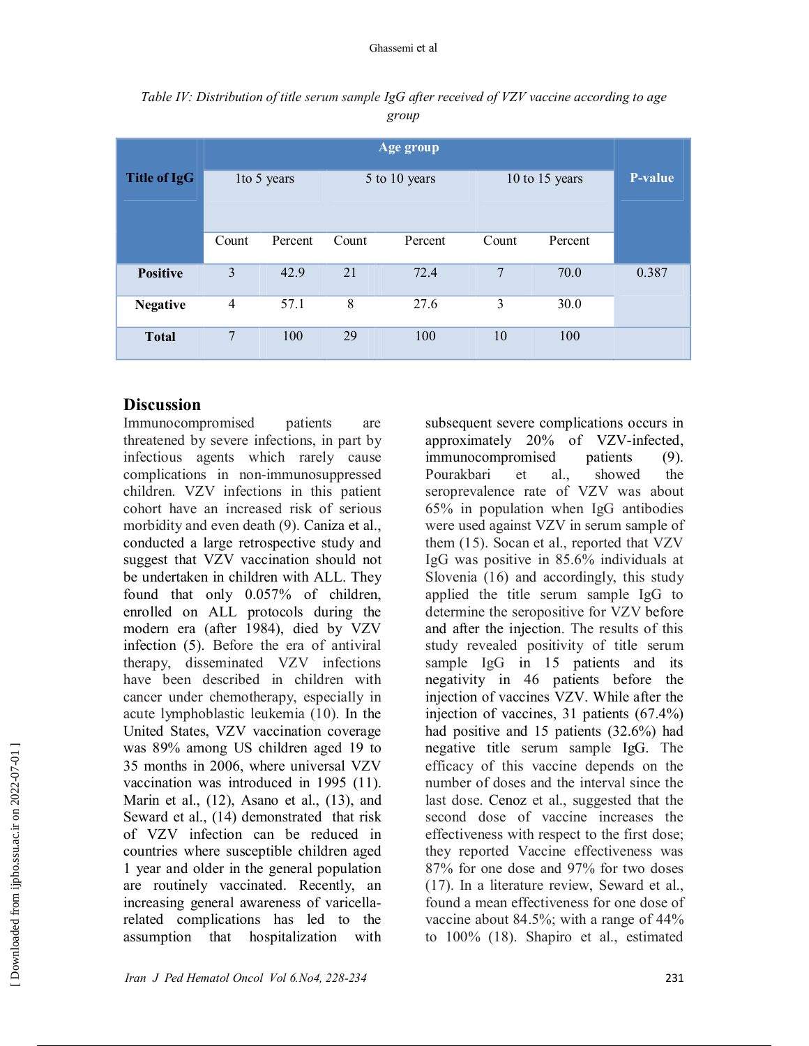*Table IV: Distribution of title serum sample IgG after received of VZV vaccine according to age group*

| Title of IgG | Age group | | | | | | P-value |
|---|---|---|---|---|---|---|---|
| | 1to 5 years | | 5 to 10 years | | 10 to 15 years | | |
| | Count | Percent | Count | Percent | Count | Percent | |
| **Positive** | 3 | 42.9 | 21 | 72.4 | 7 | 70.0 | 0.387 |
| **Negative** | 4 | 57.1 | 8 | 27.6 | 3 | 30.0 | |
| **Total** | 7 | 100 | 29 | 100 | 10 | 100 | |

## Discussion

Immunocompromised patients are threatened by severe infections, in part by infectious agents which rarely cause complications in non-immunosuppressed children. VZV infections in this patient cohort have an increased risk of serious morbidity and even death (9). Caniza et al., conducted a large retrospective study and suggest that VZV vaccination should not be undertaken in children with ALL. They found that only 0.057% of children, enrolled on ALL protocols during the modern era (after 1984), died by VZV infection (5). Before the era of antiviral therapy, disseminated VZV infections have been described in children with cancer under chemotherapy, especially in acute lymphoblastic leukemia (10). In the United States, VZV vaccination coverage was 89% among US children aged 19 to 35 months in 2006, where universal VZV vaccination was introduced in 1995 (11). Marin et al., (12), Asano et al., (13), and Seward et al., (14) demonstrated that risk of VZV infection can be reduced in countries where susceptible children aged 1 year and older in the general population are routinely vaccinated. Recently, an increasing general awareness of varicella-related complications has led to the assumption that hospitalization with subsequent severe complications occurs in approximately 20% of VZV-infected, immunocompromised patients (9). Pourakbari et al., showed the seroprevalence rate of VZV was about 65% in population when IgG antibodies were used against VZV in serum sample of them (15). Socan et al., reported that VZV IgG was positive in 85.6% individuals at Slovenia (16) and accordingly, this study applied the title serum sample IgG to determine the seropositive for VZV before and after the injection. The results of this study revealed positivity of title serum sample IgG in 15 patients and its negativity in 46 patients before the injection of vaccines VZV. While after the injection of vaccines, 31 patients (67.4%) had positive and 15 patients (32.6%) had negative title serum sample IgG. The efficacy of this vaccine depends on the number of doses and the interval since the last dose. Cenoz et al., suggested that the second dose of vaccine increases the effectiveness with respect to the first dose; they reported Vaccine effectiveness was 87% for one dose and 97% for two doses (17). In a literature review, Seward et al., found a mean effectiveness for one dose of vaccine about 84.5%; with a range of 44% to 100% (18). Shapiro et al., estimated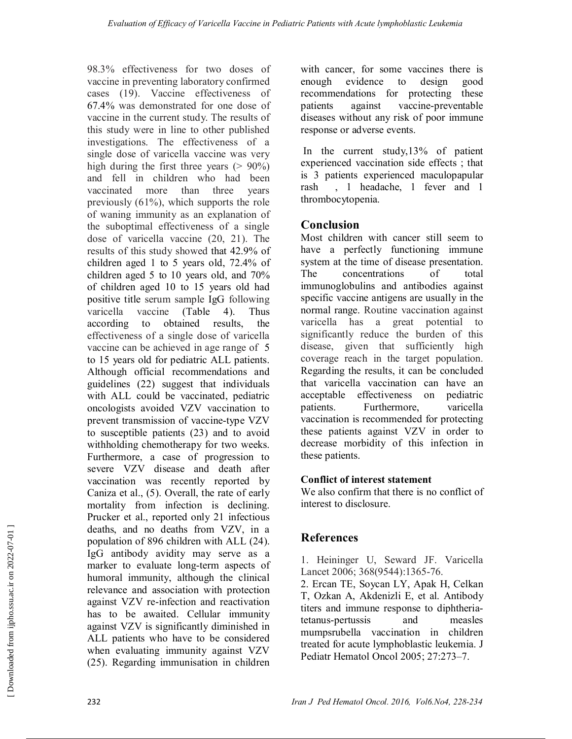98.3% effectiveness for two doses of vaccine in preventing laboratory confirmed cases (19). Vaccine effectiveness of 67.4% was demonstrated for one dose of vaccine in the current study. The results of this study were in line to other published investigations. The effectiveness of a single dose of varicella vaccine was very high during the first three years (> 90%) and fell in children who had been vaccinated more than three years previously (61%), which supports the role of waning immunity as an explanation of the suboptimal effectiveness of a single dose of varicella vaccine (20, 21). The results of this study showed that 42.9% of children aged 1 to 5 years old, 72.4% of children aged 5 to 10 years old, and 70% of children aged 10 to 15 years old had positive title serum sample IgG following varicella vaccine (Table 4). Thus according to obtained results, the effectiveness of a single dose of varicella vaccine can be achieved in age range of 5 to 15 years old for pediatric ALL patients. Although official recommendations and guidelines (22) suggest that individuals with ALL could be vaccinated, pediatric oncologists avoided VZV vaccination to prevent transmission of vaccine-type VZV to susceptible patients (23) and to avoid withholding chemotherapy for two weeks. Furthermore, a case of progression to severe VZV disease and death after vaccination was recently reported by Caniza et al., (5). Overall, the rate of early mortality from infection is declining. Prucker et al., reported only 21 infectious deaths, and no deaths from VZV, in a population of 896 children with ALL (24). IgG antibody avidity may serve as a marker to evaluate long-term aspects of humoral immunity, although the clinical relevance and association with protection against VZV re-infection and reactivation has to be awaited. Cellular immunity against VZV is significantly diminished in ALL patients who have to be considered when evaluating immunity against VZV (25). Regarding immunisation in children with cancer, for some vaccines there is enough evidence to design good recommendations for protecting these patients against vaccine-preventable diseases without any risk of poor immune response or adverse events.

In the current study,13% of patient experienced vaccination side effects ; that is 3 patients experienced maculopapular rash , 1 headache, 1 fever and 1 thrombocytopenia.

## Conclusion

Most children with cancer still seem to have a perfectly functioning immune system at the time of disease presentation. The concentrations of total immunoglobulins and antibodies against specific vaccine antigens are usually in the normal range. Routine vaccination against varicella has a great potential to significantly reduce the burden of this disease, given that sufficiently high coverage reach in the target population. Regarding the results, it can be concluded that varicella vaccination can have an acceptable effectiveness on pediatric patients. Furthermore, varicella vaccination is recommended for protecting these patients against VZV in order to decrease morbidity of this infection in these patients.

### Conflict of interest statement

We also confirm that there is no conflict of interest to disclosure.

## References

1. Heininger U, Seward JF. Varicella Lancet 2006; 368(9544):1365-76.
2. Ercan TE, Soycan LY, Apak H, Celkan T, Ozkan A, Akdenizli E, et al. Antibody titers and immune response to diphtheria-tetanus-pertussis and measles mumpsrubella vaccination in children treated for acute lymphoblastic leukemia. J Pediatr Hematol Oncol 2005; 27:273–7.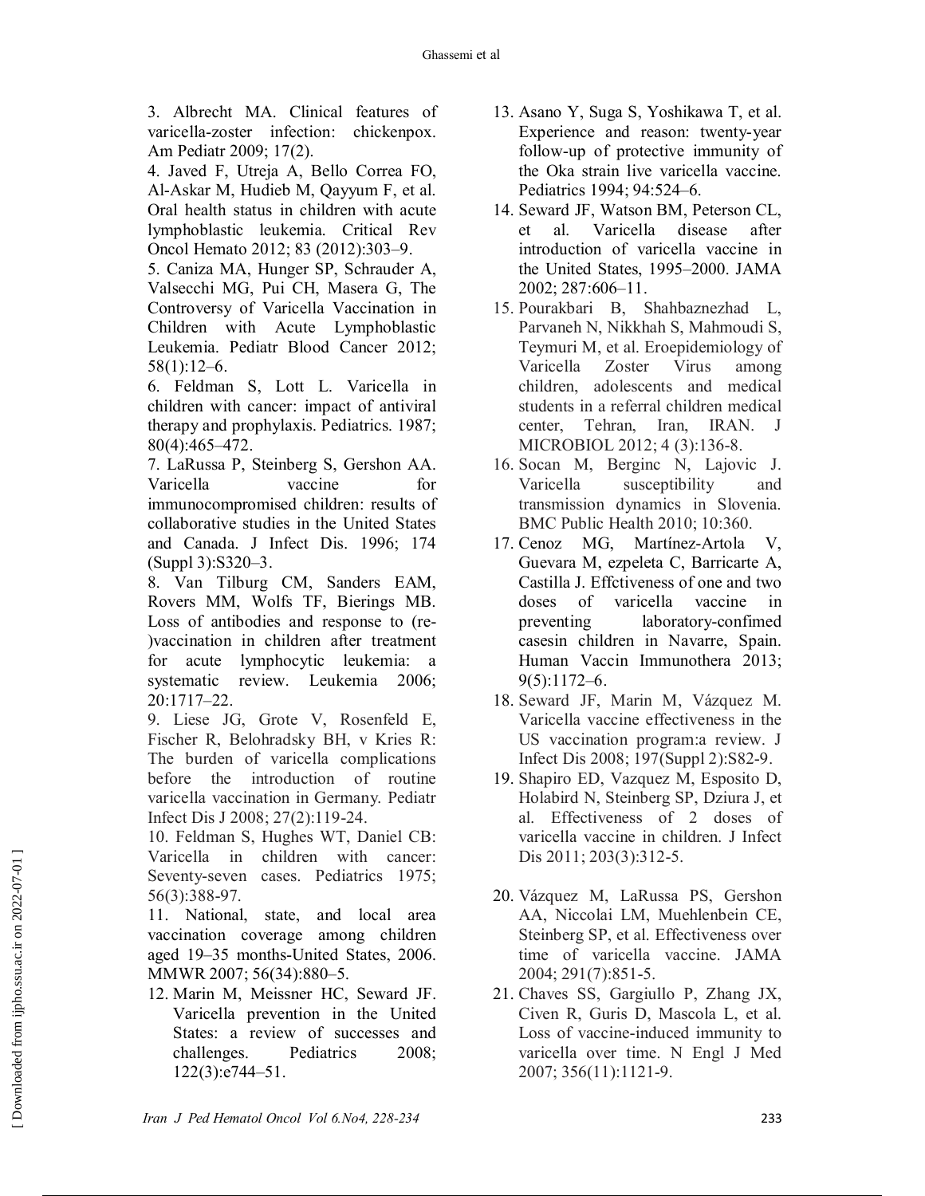3. Albrecht MA. Clinical features of varicella-zoster infection: chickenpox. Am Pediatr 2009; 17(2).

4. Javed F, Utreja A, Bello Correa FO, Al-Askar M, Hudieb M, Qayyum F, et al. Oral health status in children with acute lymphoblastic leukemia. Critical Rev Oncol Hemato 2012; 83 (2012):303–9.

5. Caniza MA, Hunger SP, Schrauder A, Valsecchi MG, Pui CH, Masera G, The Controversy of Varicella Vaccination in Children with Acute Lymphoblastic Leukemia. Pediatr Blood Cancer 2012; 58(1):12–6.

6. Feldman S, Lott L. Varicella in children with cancer: impact of antiviral therapy and prophylaxis. Pediatrics. 1987; 80(4):465–472.

7. LaRussa P, Steinberg S, Gershon AA. Varicella vaccine for immunocompromised children: results of collaborative studies in the United States and Canada. J Infect Dis. 1996; 174 (Suppl 3):S320–3.

8. Van Tilburg CM, Sanders EAM, Rovers MM, Wolfs TF, Bierings MB. Loss of antibodies and response to (re-)vaccination in children after treatment for acute lymphocytic leukemia: a systematic review. Leukemia 2006; 20:1717–22.

9. Liese JG, Grote V, Rosenfeld E, Fischer R, Belohradsky BH, v Kries R: The burden of varicella complications before the introduction of routine varicella vaccination in Germany. Pediatr Infect Dis J 2008; 27(2):119-24.

10. Feldman S, Hughes WT, Daniel CB: Varicella in children with cancer: Seventy-seven cases. Pediatrics 1975; 56(3):388-97.

11. National, state, and local area vaccination coverage among children aged 19–35 months-United States, 2006. MMWR 2007; 56(34):880–5.

12. Marin M, Meissner HC, Seward JF. Varicella prevention in the United States: a review of successes and challenges. Pediatrics 2008; 122(3):e744–51.

13. Asano Y, Suga S, Yoshikawa T, et al. Experience and reason: twenty-year follow-up of protective immunity of the Oka strain live varicella vaccine. Pediatrics 1994; 94:524–6.

14. Seward JF, Watson BM, Peterson CL, et al. Varicella disease after introduction of varicella vaccine in the United States, 1995–2000. JAMA 2002; 287:606–11.

15. Pourakbari B, Shahbaznezhad L, Parvaneh N, Nikkhah S, Mahmoudi S, Teymuri M, et al. Eroepidemiology of Varicella Zoster Virus among children, adolescents and medical students in a referral children medical center, Tehran, Iran, IRAN. J MICROBIOL 2012; 4 (3):136-8.

16. Socan M, Berginc N, Lajovic J. Varicella susceptibility and transmission dynamics in Slovenia. BMC Public Health 2010; 10:360.

17. Cenoz MG, Martínez-Artola V, Guevara M, ezpeleta C, Barricarte A, Castilla J. Effctiveness of one and two doses of varicella vaccine in preventing laboratory-confimed casesin children in Navarre, Spain. Human Vaccin Immunothera 2013; 9(5):1172–6.

18. Seward JF, Marin M, Vázquez M. Varicella vaccine effectiveness in the US vaccination program:a review. J Infect Dis 2008; 197(Suppl 2):S82-9.

19. Shapiro ED, Vazquez M, Esposito D, Holabird N, Steinberg SP, Dziura J, et al. Effectiveness of 2 doses of varicella vaccine in children. J Infect Dis 2011; 203(3):312-5.

20. Vázquez M, LaRussa PS, Gershon AA, Niccolai LM, Muehlenbein CE, Steinberg SP, et al. Effectiveness over time of varicella vaccine. JAMA 2004; 291(7):851-5.

21. Chaves SS, Gargiullo P, Zhang JX, Civen R, Guris D, Mascola L, et al. Loss of vaccine-induced immunity to varicella over time. N Engl J Med 2007; 356(11):1121-9.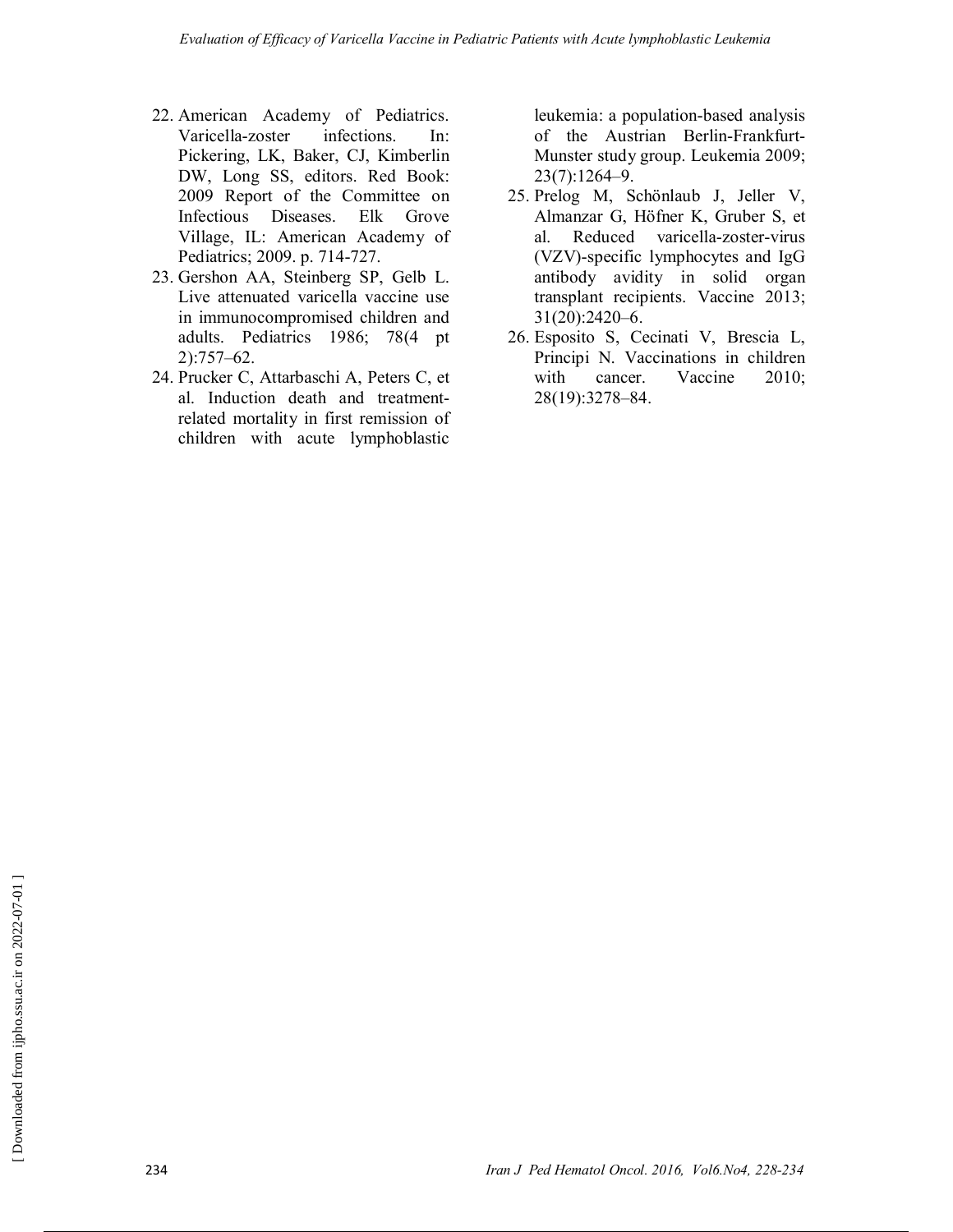22. American Academy of Pediatrics. Varicella-zoster infections. In: Pickering, LK, Baker, CJ, Kimberlin DW, Long SS, editors. Red Book: 2009 Report of the Committee on Infectious Diseases. Elk Grove Village, IL: American Academy of Pediatrics; 2009. p. 714-727.
23. Gershon AA, Steinberg SP, Gelb L. Live attenuated varicella vaccine use in immunocompromised children and adults. Pediatrics 1986; 78(4 pt 2):757–62.
24. Prucker C, Attarbaschi A, Peters C, et al. Induction death and treatment-related mortality in first remission of children with acute lymphoblastic leukemia: a population-based analysis of the Austrian Berlin-Frankfurt-Munster study group. Leukemia 2009; 23(7):1264–9.
25. Prelog M, Schönlaub J, Jeller V, Almanzar G, Höfner K, Gruber S, et al. Reduced varicella-zoster-virus (VZV)-specific lymphocytes and IgG antibody avidity in solid organ transplant recipients. Vaccine 2013; 31(20):2420–6.
26. Esposito S, Cecinati V, Brescia L, Principi N. Vaccinations in children with cancer. Vaccine 2010; 28(19):3278–84.